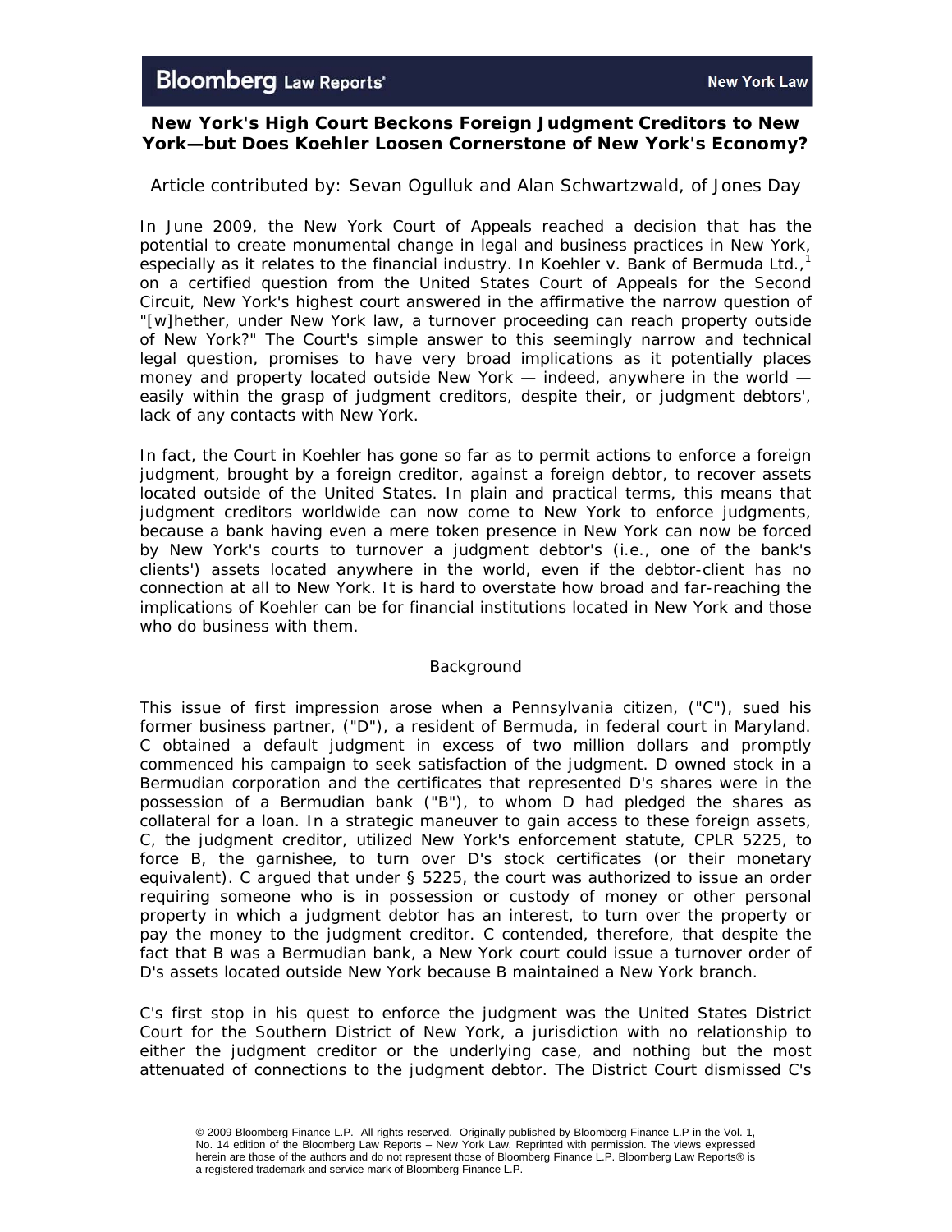# New York's High Court Beckons Foreign Judgment Creditors to New York—but Does Koehler Loosen Cornerstone of New York's Economy?

Article contributed by: Sevan Ogulluk and Alan Schwartzwald, of Jones Day

In June 2009, the New York Court of Appeals reached a decision that has the potential to create monumental change in legal and business practices in New York, especially as it relates to the financial industry. In Koehler v. Bank of Bermuda Ltd.,[1] on a certified question from the United States Court of Appeals for the Second Circuit, New York's highest court answered in the affirmative the narrow question of "[w]hether, under New York law, a turnover proceeding can reach property outside of New York?" The Court's simple answer to this seemingly narrow and technical legal question, promises to have very broad implications as it potentially places money and property located outside New York — indeed, anywhere in the world — easily within the grasp of judgment creditors, despite their, or judgment debtors', lack of any contacts with New York.

In fact, the Court in Koehler has gone so far as to permit actions to enforce a foreign judgment, brought by a foreign creditor, against a foreign debtor, to recover assets located outside of the United States. In plain and practical terms, this means that judgment creditors worldwide can now come to New York to enforce judgments, because a bank having even a mere token presence in New York can now be forced by New York's courts to turnover a judgment debtor's (i.e., one of the bank's clients') assets located anywhere in the world, even if the debtor-client has no connection at all to New York. It is hard to overstate how broad and far-reaching the implications of Koehler can be for financial institutions located in New York and those who do business with them.

## Background

This issue of first impression arose when a Pennsylvania citizen, ("C"), sued his former business partner, ("D"), a resident of Bermuda, in federal court in Maryland. C obtained a default judgment in excess of two million dollars and promptly commenced his campaign to seek satisfaction of the judgment. D owned stock in a Bermudian corporation and the certificates that represented D's shares were in the possession of a Bermudian bank ("B"), to whom D had pledged the shares as collateral for a loan. In a strategic maneuver to gain access to these foreign assets, C, the judgment creditor, utilized New York's enforcement statute, CPLR 5225, to force B, the garnishee, to turn over D's stock certificates (or their monetary equivalent). C argued that under § 5225, the court was authorized to issue an order requiring someone who is in possession or custody of money or other personal property in which a judgment debtor has an interest, to turn over the property or pay the money to the judgment creditor. C contended, therefore, that despite the fact that B was a Bermudian bank, a New York court could issue a turnover order of D's assets located outside New York because B maintained a New York branch.

C's first stop in his quest to enforce the judgment was the United States District Court for the Southern District of New York, a jurisdiction with no relationship to either the judgment creditor or the underlying case, and nothing but the most attenuated of connections to the judgment debtor. The District Court dismissed C's

© 2009 Bloomberg Finance L.P. All rights reserved. Originally published by Bloomberg Finance L.P in the Vol. 1, No. 14 edition of the Bloomberg Law Reports – New York Law. Reprinted with permission. The views expressed herein are those of the authors and do not represent those of Bloomberg Finance L.P. Bloomberg Law Reports® is a registered trademark and service mark of Bloomberg Finance L.P.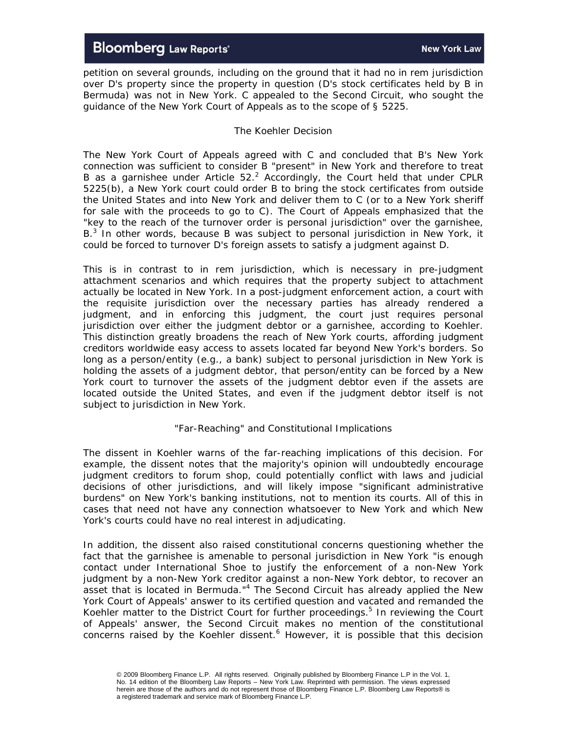petition on several grounds, including on the ground that it had no in rem jurisdiction over D's property since the property in question (D's stock certificates held by B in Bermuda) was not in New York. C appealed to the Second Circuit, who sought the guidance of the New York Court of Appeals as to the scope of § 5225.

### The Koehler Decision

The New York Court of Appeals agreed with C and concluded that B's New York connection was sufficient to consider B "present" in New York and therefore to treat B as a garnishee under Article 52.[2] Accordingly, the Court held that under CPLR 5225(b), a New York court could order B to bring the stock certificates from outside the United States and into New York and deliver them to C (or to a New York sheriff for sale with the proceeds to go to C). The Court of Appeals emphasized that the "key to the reach of the turnover order is personal jurisdiction" over the garnishee, B.[3] In other words, because B was subject to personal jurisdiction in New York, it could be forced to turnover D's foreign assets to satisfy a judgment against D.

This is in contrast to in rem jurisdiction, which is necessary in pre-judgment attachment scenarios and which requires that the property subject to attachment actually be located in New York. In a post-judgment enforcement action, a court with the requisite jurisdiction over the necessary parties has already rendered a judgment, and in enforcing this judgment, the court just requires personal jurisdiction over either the judgment debtor or a garnishee, according to Koehler. This distinction greatly broadens the reach of New York courts, affording judgment creditors worldwide easy access to assets located far beyond New York's borders. So long as a person/entity (e.g., a bank) subject to personal jurisdiction in New York is holding the assets of a judgment debtor, that person/entity can be forced by a New York court to turnover the assets of the judgment debtor even if the assets are located outside the United States, and even if the judgment debtor itself is not subject to jurisdiction in New York.

### "Far-Reaching" and Constitutional Implications

The dissent in Koehler warns of the far-reaching implications of this decision. For example, the dissent notes that the majority's opinion will undoubtedly encourage judgment creditors to forum shop, could potentially conflict with laws and judicial decisions of other jurisdictions, and will likely impose "significant administrative burdens" on New York's banking institutions, not to mention its courts. All of this in cases that need not have any connection whatsoever to New York and which New York's courts could have no real interest in adjudicating.

In addition, the dissent also raised constitutional concerns questioning whether the fact that the garnishee is amenable to personal jurisdiction in New York "is enough contact under International Shoe to justify the enforcement of a non-New York judgment by a non-New York creditor against a non-New York debtor, to recover an asset that is located in Bermuda."[4] The Second Circuit has already applied the New York Court of Appeals' answer to its certified question and vacated and remanded the Koehler matter to the District Court for further proceedings.[5] In reviewing the Court of Appeals' answer, the Second Circuit makes no mention of the constitutional concerns raised by the Koehler dissent.[6] However, it is possible that this decision

© 2009 Bloomberg Finance L.P. All rights reserved. Originally published by Bloomberg Finance L.P in the Vol. 1, No. 14 edition of the Bloomberg Law Reports – New York Law. Reprinted with permission. The views expressed herein are those of the authors and do not represent those of Bloomberg Finance L.P. Bloomberg Law Reports® is a registered trademark and service mark of Bloomberg Finance L.P.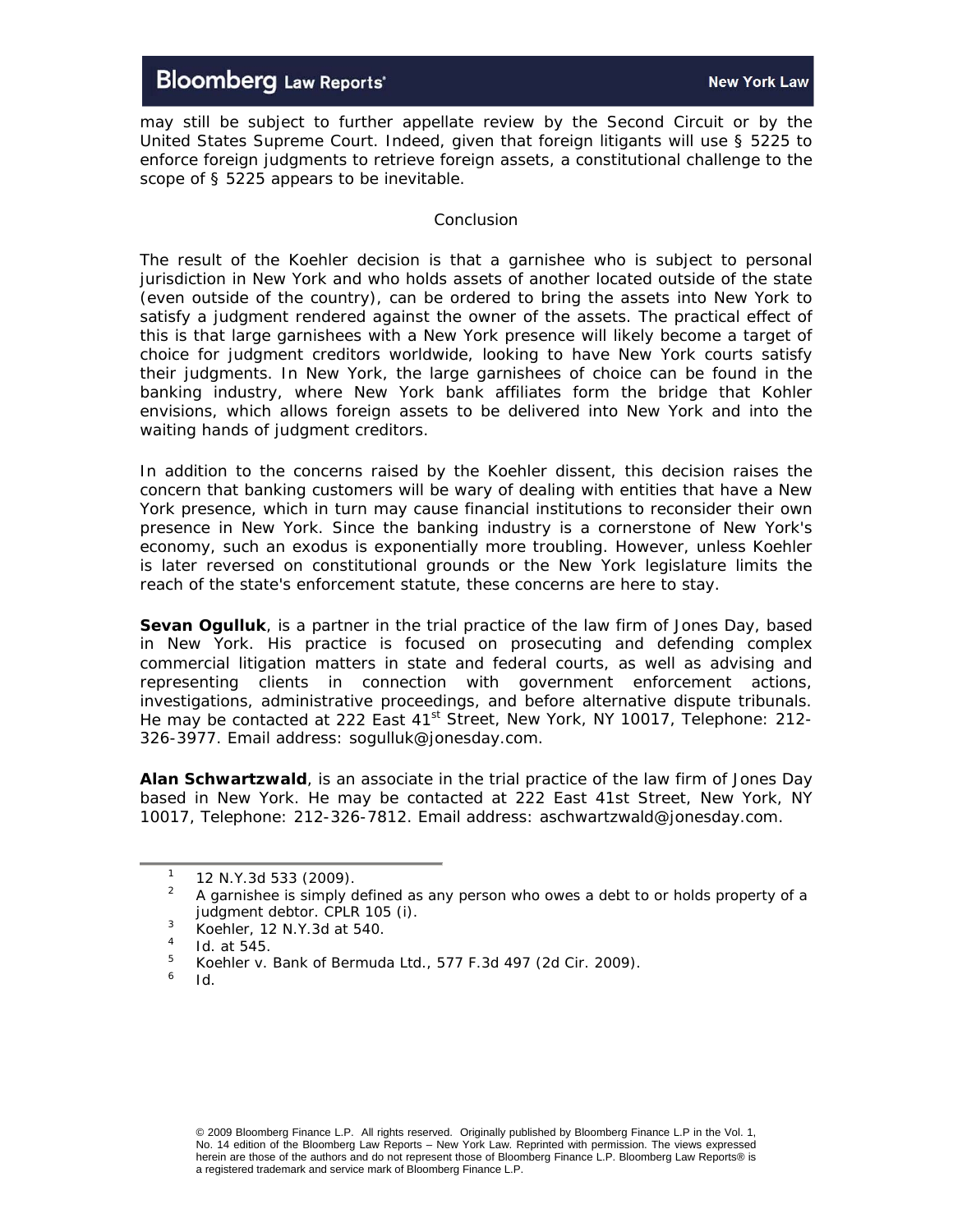may still be subject to further appellate review by the Second Circuit or by the United States Supreme Court. Indeed, given that foreign litigants will use § 5225 to enforce foreign judgments to retrieve foreign assets, a constitutional challenge to the scope of § 5225 appears to be inevitable.

## Conclusion

The result of the Koehler decision is that a garnishee who is subject to personal jurisdiction in New York and who holds assets of another located outside of the state (even outside of the country), can be ordered to bring the assets into New York to satisfy a judgment rendered against the owner of the assets. The practical effect of this is that large garnishees with a New York presence will likely become a target of choice for judgment creditors worldwide, looking to have New York courts satisfy their judgments. In New York, the large garnishees of choice can be found in the banking industry, where New York bank affiliates form the bridge that Kohler envisions, which allows foreign assets to be delivered into New York and into the waiting hands of judgment creditors.

In addition to the concerns raised by the Koehler dissent, this decision raises the concern that banking customers will be wary of dealing with entities that have a New York presence, which in turn may cause financial institutions to reconsider their own presence in New York. Since the banking industry is a cornerstone of New York's economy, such an exodus is exponentially more troubling. However, unless Koehler is later reversed on constitutional grounds or the New York legislature limits the reach of the state's enforcement statute, these concerns are here to stay.

**Sevan Ogulluk**, is a partner in the trial practice of the law firm of Jones Day, based in New York. His practice is focused on prosecuting and defending complex commercial litigation matters in state and federal courts, as well as advising and representing clients in connection with government enforcement actions, investigations, administrative proceedings, and before alternative dispute tribunals. He may be contacted at 222 East 41st Street, New York, NY 10017, Telephone: 212-326-3977. Email address: sogulluk@jonesday.com.

**Alan Schwartzwald**, is an associate in the trial practice of the law firm of Jones Day based in New York. He may be contacted at 222 East 41st Street, New York, NY 10017, Telephone: 212-326-7812. Email address: aschwartzwald@jonesday.com.

---

[1] 12 N.Y.3d 533 (2009).

[2] A garnishee is simply defined as any person who owes a debt to or holds property of a judgment debtor. CPLR 105 (i).

[3] Koehler, 12 N.Y.3d at 540.

[4] Id. at 545.

[5] Koehler v. Bank of Bermuda Ltd., 577 F.3d 497 (2d Cir. 2009).

[6] Id.

© 2009 Bloomberg Finance L.P. All rights reserved. Originally published by Bloomberg Finance L.P in the Vol. 1, No. 14 edition of the Bloomberg Law Reports – New York Law. Reprinted with permission. The views expressed herein are those of the authors and do not represent those of Bloomberg Finance L.P. Bloomberg Law Reports® is a registered trademark and service mark of Bloomberg Finance L.P.